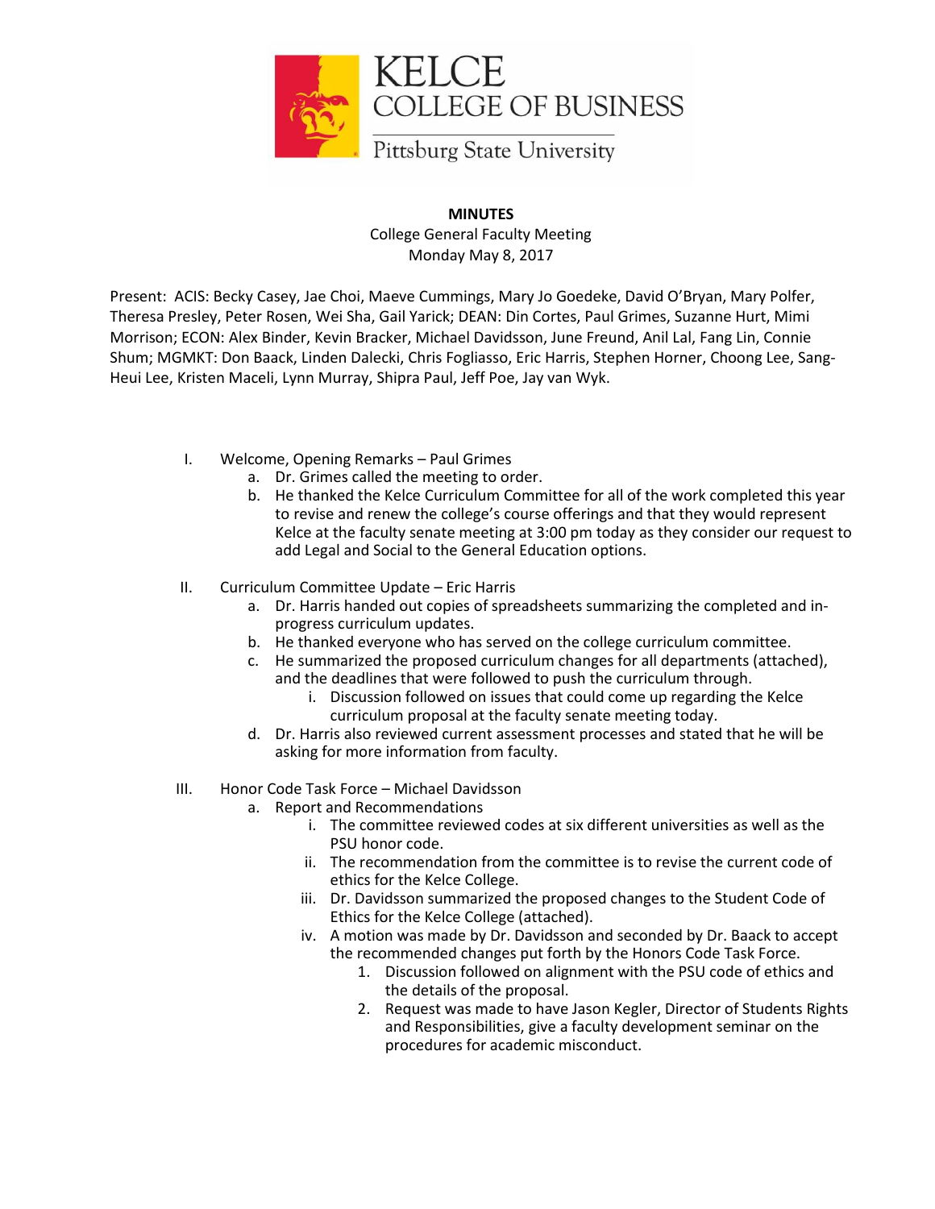KELCE
COLLEGE OF BUSINESS
Pittsburg State University

**MINUTES**

College General Faculty Meeting
Monday May 8, 2017

Present: ACIS: Becky Casey, Jae Choi, Maeve Cummings, Mary Jo Goedeke, David O'Bryan, Mary Polfer, Theresa Presley, Peter Rosen, Wei Sha, Gail Yarick; DEAN: Din Cortes, Paul Grimes, Suzanne Hurt, Mimi Morrison; ECON: Alex Binder, Kevin Bracker, Michael Davidsson, June Freund, Anil Lal, Fang Lin, Connie Shum; MGMKT: Don Baack, Linden Dalecki, Chris Fogliasso, Eric Harris, Stephen Horner, Choong Lee, Sang-Heui Lee, Kristen Maceli, Lynn Murray, Shipra Paul, Jeff Poe, Jay van Wyk.

I. Welcome, Opening Remarks – Paul Grimes
   a. Dr. Grimes called the meeting to order.
   b. He thanked the Kelce Curriculum Committee for all of the work completed this year to revise and renew the college's course offerings and that they would represent Kelce at the faculty senate meeting at 3:00 pm today as they consider our request to add Legal and Social to the General Education options.

II. Curriculum Committee Update – Eric Harris
   a. Dr. Harris handed out copies of spreadsheets summarizing the completed and in-progress curriculum updates.
   b. He thanked everyone who has served on the college curriculum committee.
   c. He summarized the proposed curriculum changes for all departments (attached), and the deadlines that were followed to push the curriculum through.
      i. Discussion followed on issues that could come up regarding the Kelce curriculum proposal at the faculty senate meeting today.
   d. Dr. Harris also reviewed current assessment processes and stated that he will be asking for more information from faculty.

III. Honor Code Task Force – Michael Davidsson
   a. Report and Recommendations
      i. The committee reviewed codes at six different universities as well as the PSU honor code.
      ii. The recommendation from the committee is to revise the current code of ethics for the Kelce College.
      iii. Dr. Davidsson summarized the proposed changes to the Student Code of Ethics for the Kelce College (attached).
      iv. A motion was made by Dr. Davidsson and seconded by Dr. Baack to accept the recommended changes put forth by the Honors Code Task Force.
         1. Discussion followed on alignment with the PSU code of ethics and the details of the proposal.
         2. Request was made to have Jason Kegler, Director of Students Rights and Responsibilities, give a faculty development seminar on the procedures for academic misconduct.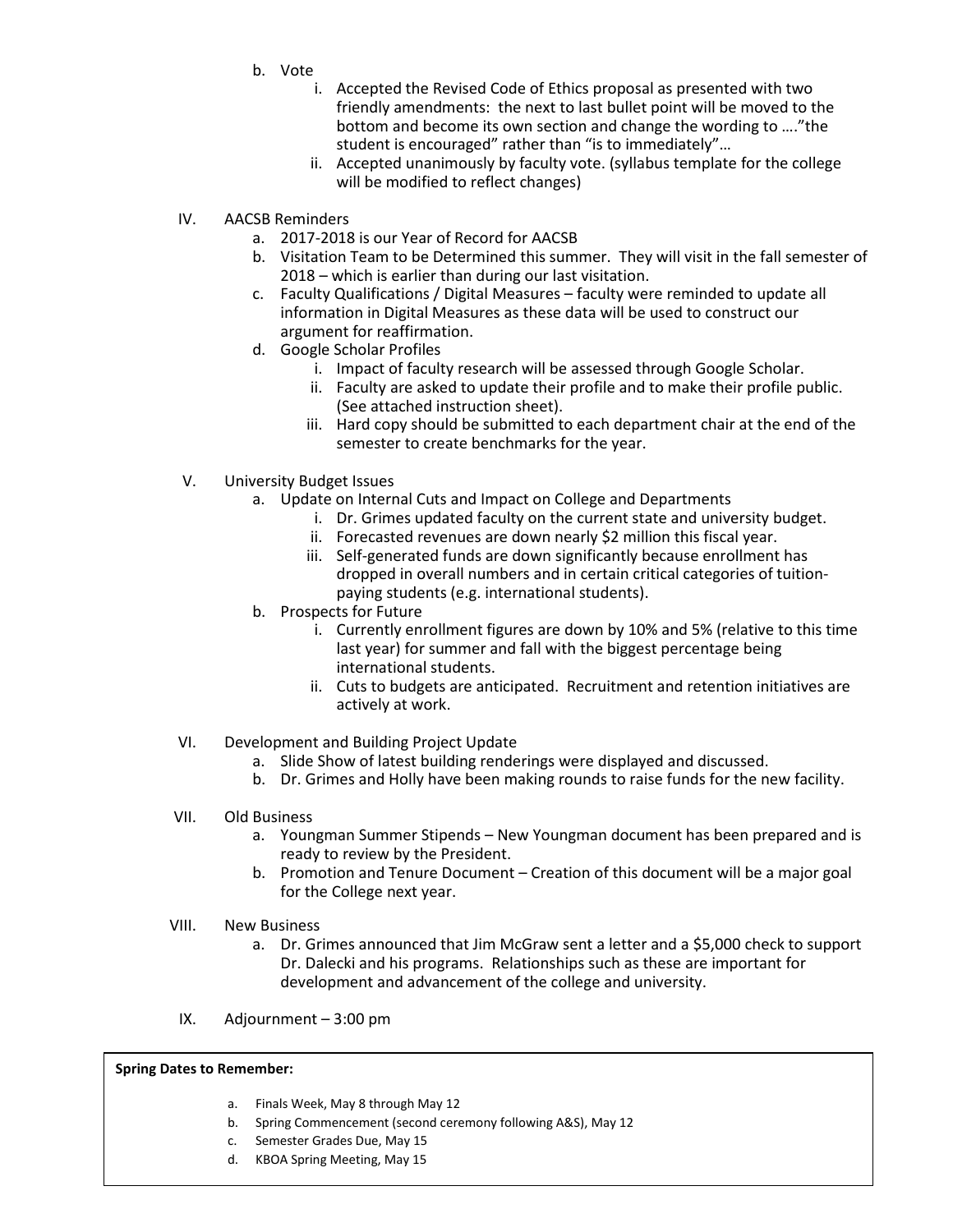b. Vote
   i. Accepted the Revised Code of Ethics proposal as presented with two friendly amendments: the next to last bullet point will be moved to the bottom and become its own section and change the wording to …."the student is encouraged" rather than "is to immediately"…
   ii. Accepted unanimously by faculty vote. (syllabus template for the college will be modified to reflect changes)

IV. AACSB Reminders
   a. 2017-2018 is our Year of Record for AACSB
   b. Visitation Team to be Determined this summer. They will visit in the fall semester of 2018 – which is earlier than during our last visitation.
   c. Faculty Qualifications / Digital Measures – faculty were reminded to update all information in Digital Measures as these data will be used to construct our argument for reaffirmation.
   d. Google Scholar Profiles
      i. Impact of faculty research will be assessed through Google Scholar.
      ii. Faculty are asked to update their profile and to make their profile public. (See attached instruction sheet).
      iii. Hard copy should be submitted to each department chair at the end of the semester to create benchmarks for the year.

V. University Budget Issues
   a. Update on Internal Cuts and Impact on College and Departments
      i. Dr. Grimes updated faculty on the current state and university budget.
      ii. Forecasted revenues are down nearly $2 million this fiscal year.
      iii. Self-generated funds are down significantly because enrollment has dropped in overall numbers and in certain critical categories of tuition-paying students (e.g. international students).
   b. Prospects for Future
      i. Currently enrollment figures are down by 10% and 5% (relative to this time last year) for summer and fall with the biggest percentage being international students.
      ii. Cuts to budgets are anticipated. Recruitment and retention initiatives are actively at work.

VI. Development and Building Project Update
   a. Slide Show of latest building renderings were displayed and discussed.
   b. Dr. Grimes and Holly have been making rounds to raise funds for the new facility.

VII. Old Business
   a. Youngman Summer Stipends – New Youngman document has been prepared and is ready to review by the President.
   b. Promotion and Tenure Document – Creation of this document will be a major goal for the College next year.

VIII. New Business
   a. Dr. Grimes announced that Jim McGraw sent a letter and a $5,000 check to support Dr. Dalecki and his programs. Relationships such as these are important for development and advancement of the college and university.

IX. Adjournment – 3:00 pm

**Spring Dates to Remember:**

a. Finals Week, May 8 through May 12
b. Spring Commencement (second ceremony following A&S), May 12
c. Semester Grades Due, May 15
d. KBOA Spring Meeting, May 15